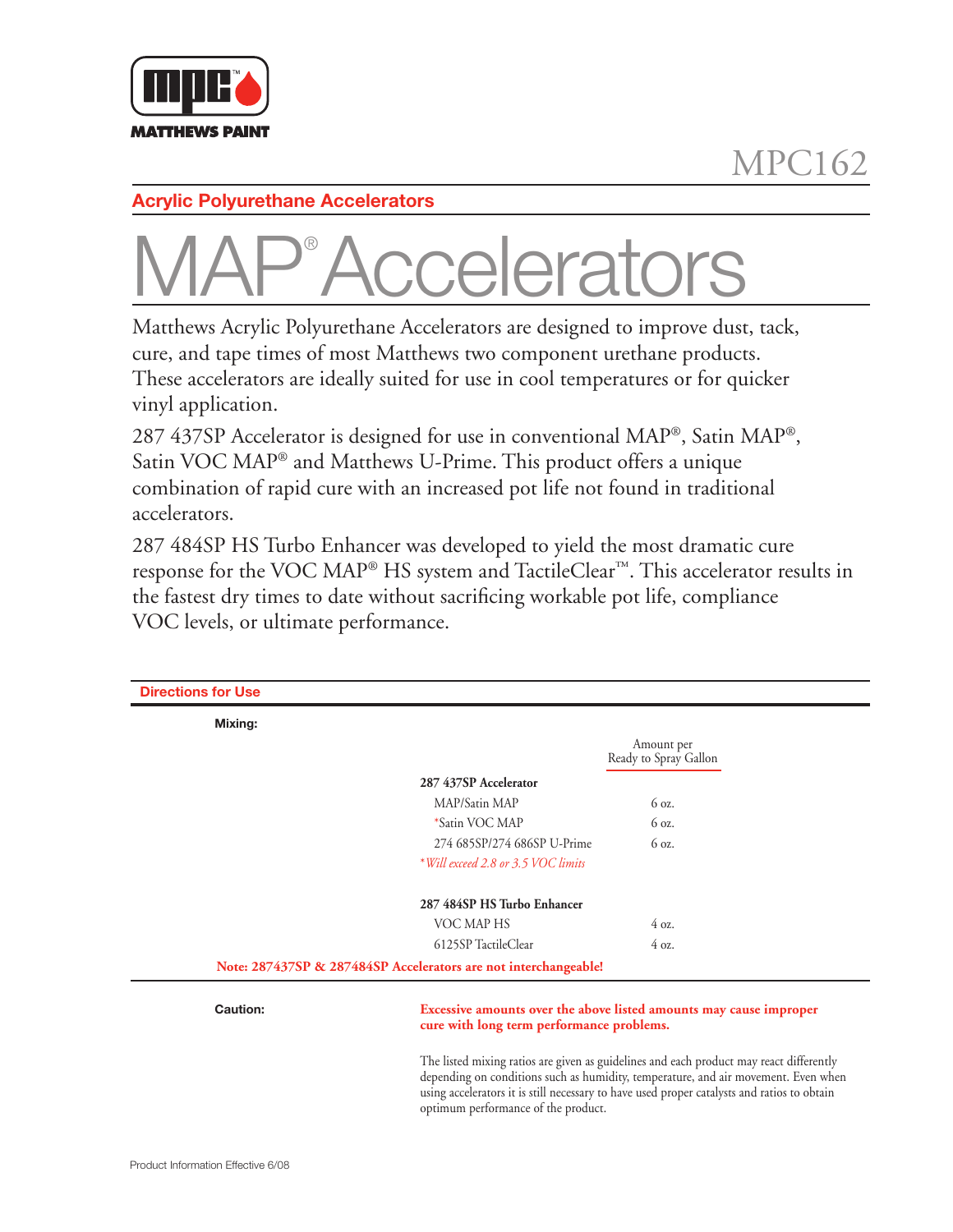MATTHEWS PAINT

MPC162

## Acrylic Polyurethane Accelerators

# MAP® Accelerators

Matthews Acrylic Polyurethane Accelerators are designed to improve dust, tack, cure, and tape times of most Matthews two component urethane products. These accelerators are ideally suited for use in cool temperatures or for quicker vinyl application.

287 437SP Accelerator is designed for use in conventional MAP®, Satin MAP®, Satin VOC MAP® and Matthews U-Prime. This product offers a unique combination of rapid cure with an increased pot life not found in traditional accelerators.

287 484SP HS Turbo Enhancer was developed to yield the most dramatic cure response for the VOC MAP® HS system and TactileClear™. This accelerator results in the fastest dry times to date without sacrificing workable pot life, compliance VOC levels, or ultimate performance.

## Directions for Use

**Mixing:**

| | Amount per Ready to Spray Gallon |
|---|---|
| **287 437SP Accelerator** | |
| MAP/Satin MAP | 6 oz. |
| *Satin VOC MAP | 6 oz. |
| 274 685SP/274 686SP U-Prime | 6 oz. |
| *\*Will exceed 2.8 or 3.5 VOC limits* | |
| **287 484SP HS Turbo Enhancer** | |
| VOC MAP HS | 4 oz. |
| 6125SP TactileClear | 4 oz. |

**Note: 287437SP & 287484SP Accelerators are not interchangeable!**

**Caution:**

**Excessive amounts over the above listed amounts may cause improper cure with long term performance problems.**

The listed mixing ratios are given as guidelines and each product may react differently depending on conditions such as humidity, temperature, and air movement. Even when using accelerators it is still necessary to have used proper catalysts and ratios to obtain optimum performance of the product.

Product Information Effective 6/08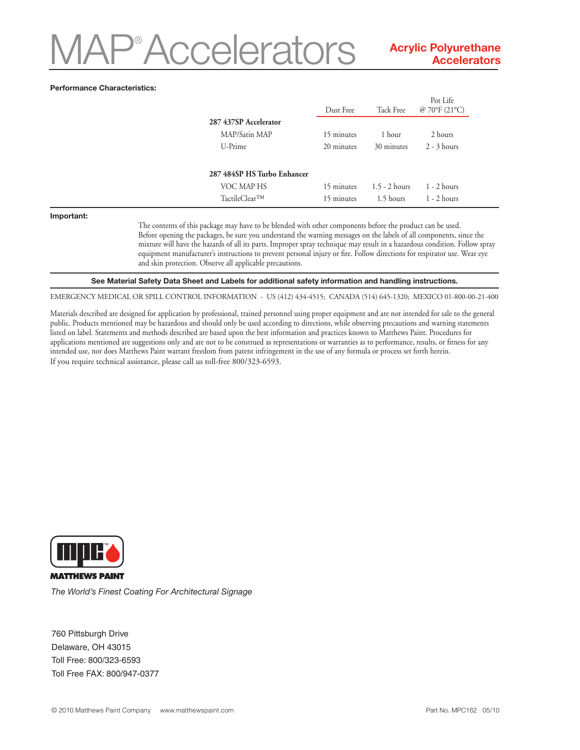# MAP® Accelerators

## Acrylic Polyurethane Accelerators

**Performance Characteristics:**

| | Dust Free | Tack Free | Pot Life @ 70°F (21°C) |
|---|---|---|---|
| **287 437SP Accelerator** | | | |
| MAP/Satin MAP | 15 minutes | 1 hour | 2 hours |
| U-Prime | 20 minutes | 30 minutes | 2 - 3 hours |
| **287 484SP HS Turbo Enhancer** | | | |
| VOC MAP HS | 15 minutes | 1.5 - 2 hours | 1 - 2 hours |
| TactileClear™ | 15 minutes | 1.5 hours | 1 - 2 hours |

**Important:**

The contents of this package may have to be blended with other components before the product can be used. Before opening the packages, be sure you understand the warning messages on the labels of all components, since the mixture will have the hazards of all its parts. Improper spray technique may result in a hazardous condition. Follow spray equipment manufacturer's instructions to prevent personal injury or fire. Follow directions for respirator use. Wear eye and skin protection. Observe all applicable precautions.

**See Material Safety Data Sheet and Labels for additional safety information and handling instructions.**

EMERGENCY MEDICAL OR SPILL CONTROL INFORMATION - US (412) 434-4515; CANADA (514) 645-1320; MEXICO 01-800-00-21-400

Materials described are designed for application by professional, trained personnel using proper equipment and are not intended for sale to the general public. Products mentioned may be hazardous and should only be used according to directions, while observing precautions and warning statements listed on label. Statements and methods described are based upon the best information and practices known to Matthews Paint. Procedures for applications mentioned are suggestions only and are not to be construed as representations or warranties as to performance, results, or fitness for any intended use, nor does Matthews Paint warrant freedom from patent infringement in the use of any formula or process set forth herein.
If you require technical assistance, please call us toll-free 800/323-6593.

**MATTHEWS PAINT**

*The World's Finest Coating For Architectural Signage*

760 Pittsburgh Drive
Delaware, OH 43015
Toll Free: 800/323-6593
Toll Free FAX: 800/947-0377

© 2010 Matthews Paint Company www.matthewspaint.com Part No. MPC162 05/10